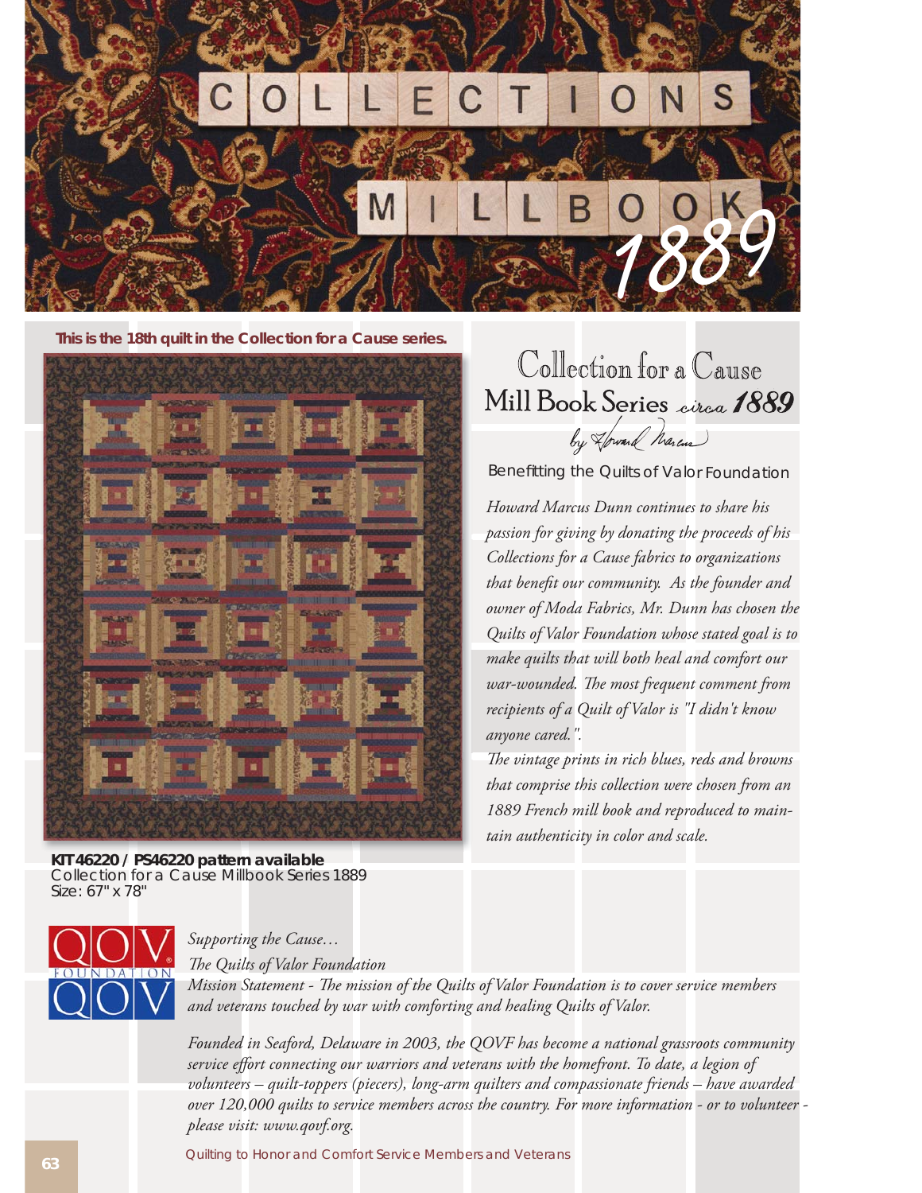# COLLECTIONS

## MILLBOOK 1889

**This is the 18th quilt in the Collection for a Cause series.**

**KIT46220 / PS46220 pattern available**
Collection for a Cause Millbook Series 1889
Size: 67" x 78"

## Collection for a Cause
## Mill Book Series *circa 1889*

*by Howard Marcus*

Benefitting the Quilts of Valor Foundation

*Howard Marcus Dunn continues to share his passion for giving by donating the proceeds of his Collections for a Cause fabrics to organizations that benefit our community. As the founder and owner of Moda Fabrics, Mr. Dunn has chosen the Quilts of Valor Foundation whose stated goal is to make quilts that will both heal and comfort our war-wounded. The most frequent comment from recipients of a Quilt of Valor is "I didn't know anyone cared.".*

*The vintage prints in rich blues, reds and browns that comprise this collection were chosen from an 1889 French mill book and reproduced to maintain authenticity in color and scale.*

QOV FOUNDATION QOV

*Supporting the Cause…*

*The Quilts of Valor Foundation*

*Mission Statement - The mission of the Quilts of Valor Foundation is to cover service members and veterans touched by war with comforting and healing Quilts of Valor.*

*Founded in Seaford, Delaware in 2003, the QOVF has become a national grassroots community service effort connecting our warriors and veterans with the homefront. To date, a legion of volunteers – quilt-toppers (piecers), long-arm quilters and compassionate friends – have awarded over 120,000 quilts to service members across the country. For more information - or to volunteer - please visit: www.qovf.org.*

Quilting to Honor and Comfort Service Members and Veterans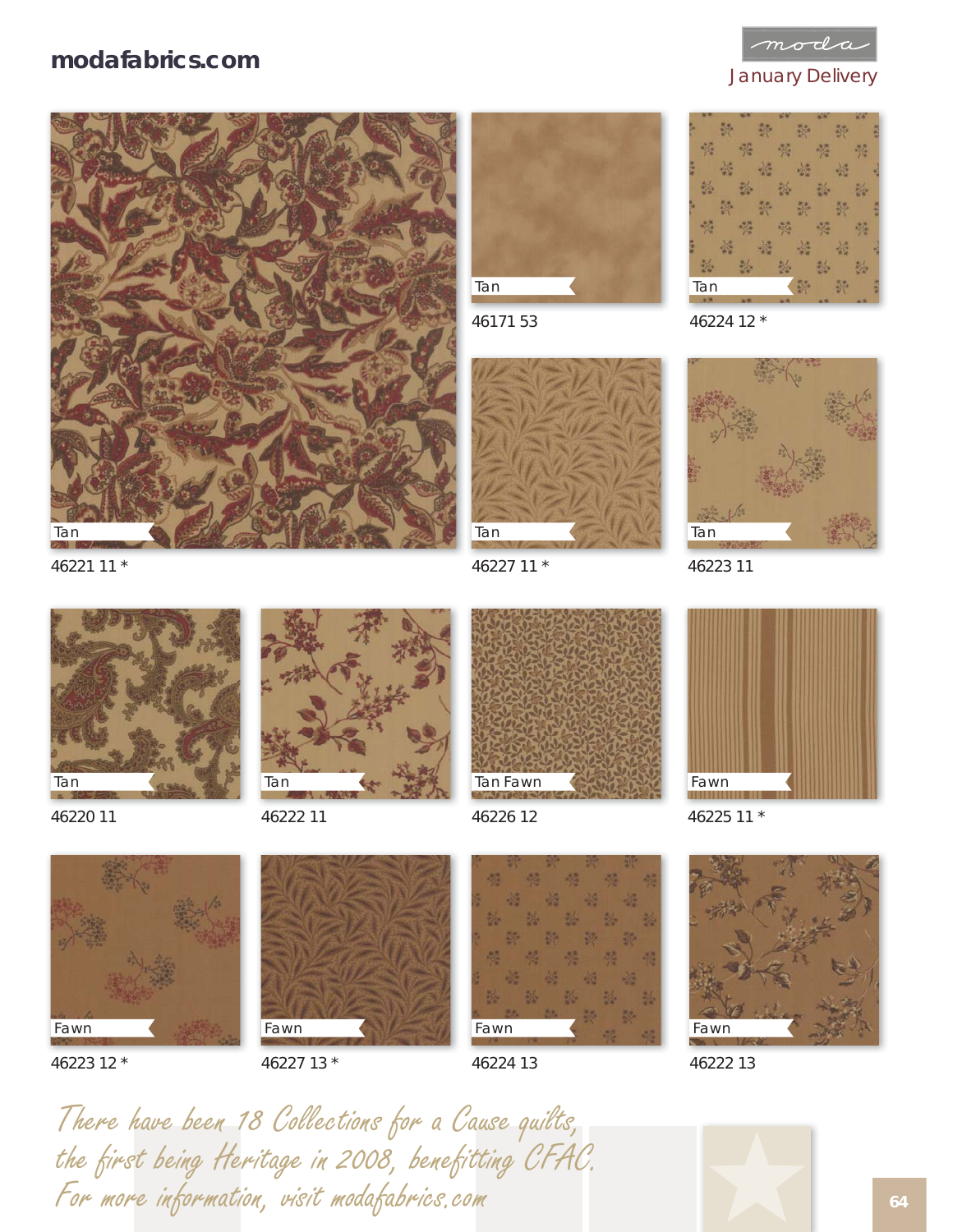modafabrics.com

moda

January Delivery

Tan
46221 11 *

Tan
46171 53

Tan
46224 12 *

Tan
46227 11 *

Tan
46223 11

Tan
46220 11

Tan
46222 11

Tan Fawn
46226 12

Fawn
46225 11 *

Fawn
46223 12 *

Fawn
46227 13 *

Fawn
46224 13

Fawn
46222 13

*There have been 18 Collections for a Cause quilts, the first being Heritage in 2008, benefitting CFAC. For more information, visit modafabrics.com*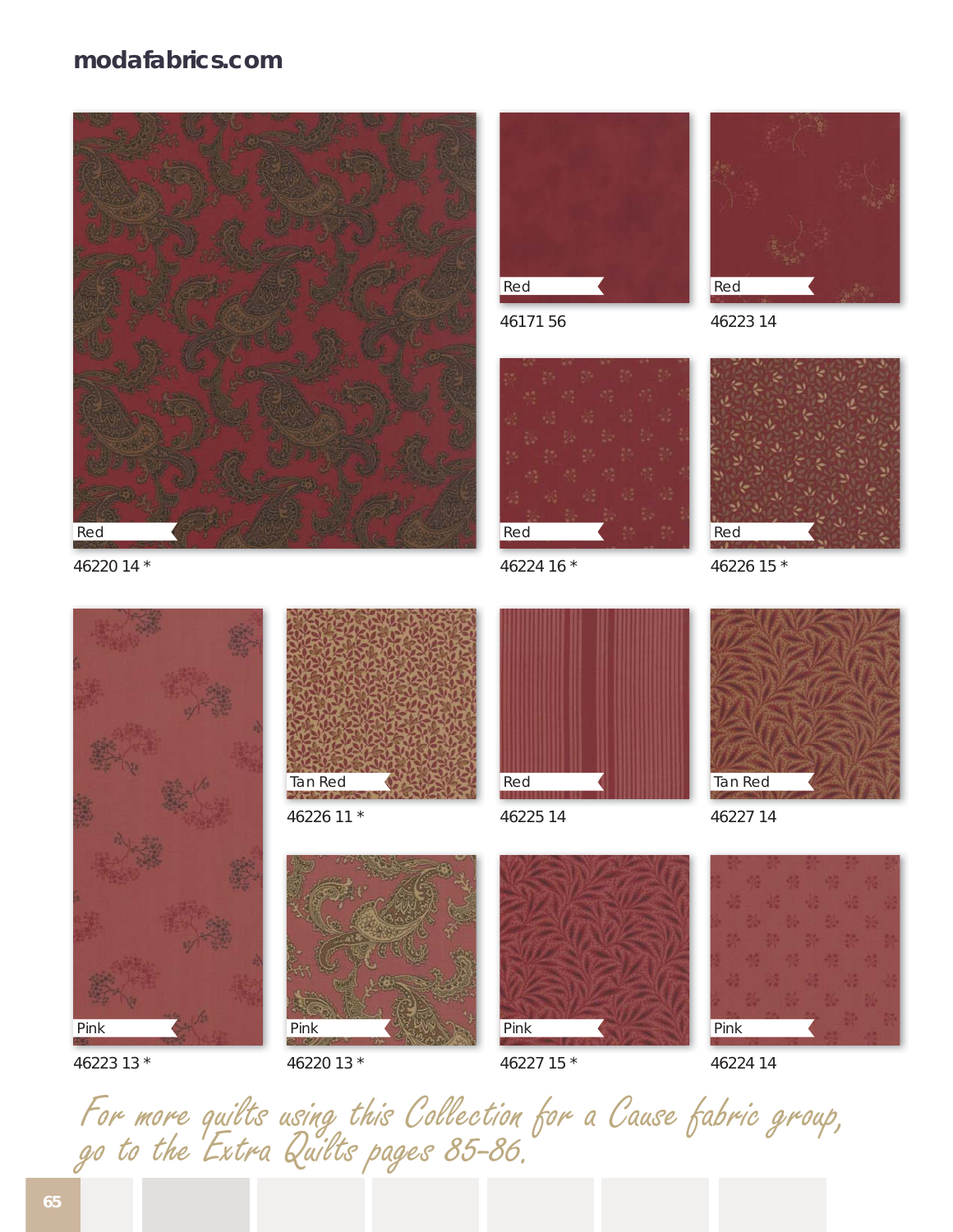Red
46220 14 *

Red
46171 56

Red
46223 14

Red
46224 16 *

Red
46226 15 *

Pink
46223 13 *

Tan Red
46226 11 *

Red
46225 14

Tan Red
46227 14

Pink
46220 13 *

Pink
46227 15 *

Pink
46224 14

*For more quilts using this Collection for a Cause fabric group, go to the Extra Quilts pages 85-86.*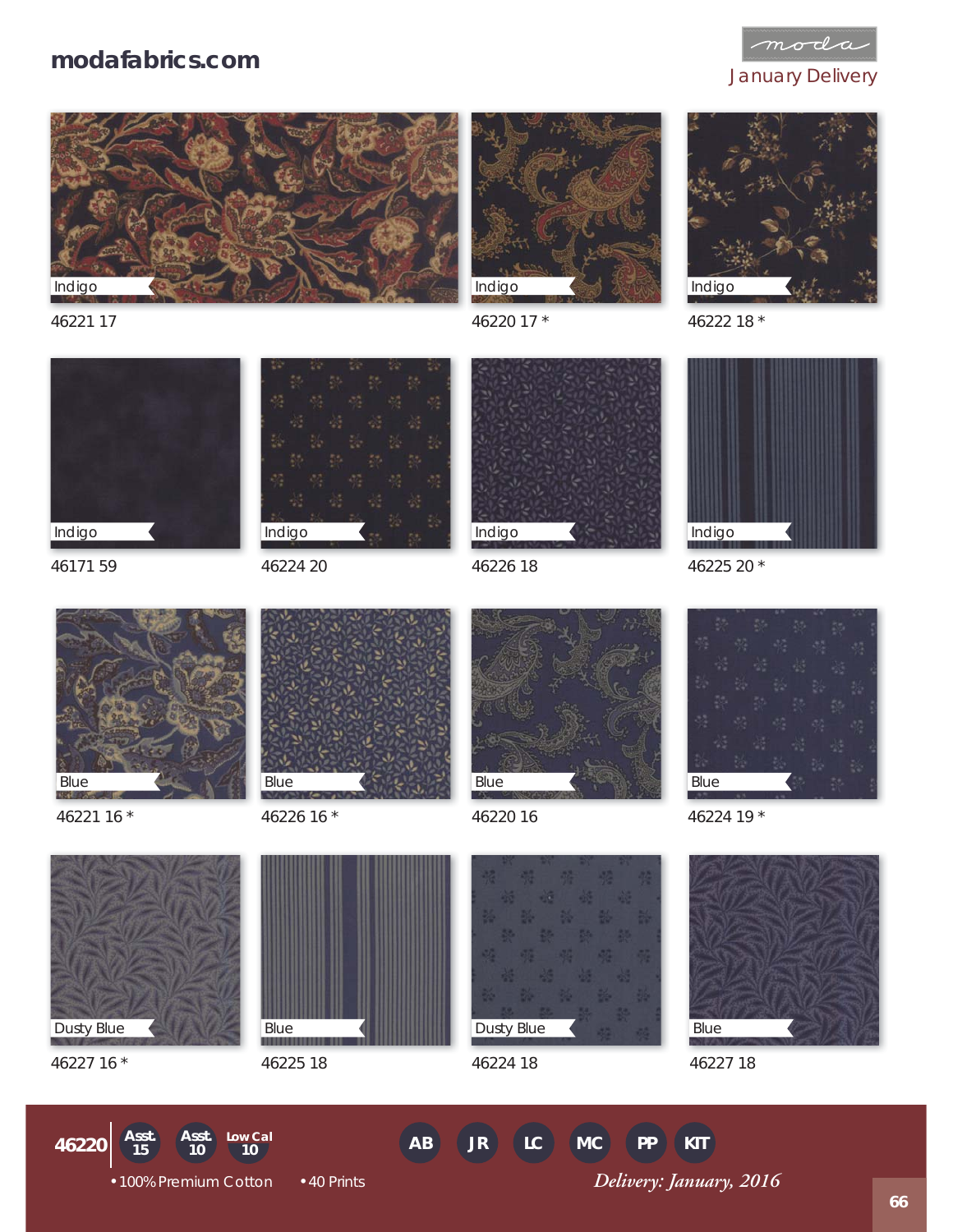modafabrics.com

moda

January Delivery

Indigo
46221 17

Indigo
46220 17 *

Indigo
46222 18 *

Indigo
46171 59

Indigo
46224 20

Indigo
46226 18

Indigo
46225 20 *

Blue
46221 16 *

Blue
46226 16 *

Blue
46220 16

Blue
46224 19 *

Dusty Blue
46227 16 *

Blue
46225 18

Dusty Blue
46224 18

Blue
46227 18

46220 | Asst. 15 | Asst. 10 | Low Cal 10

AB | JR | LC | MC | PP | KIT

- 100% Premium Cotton
- 40 Prints

*Delivery: January, 2016*